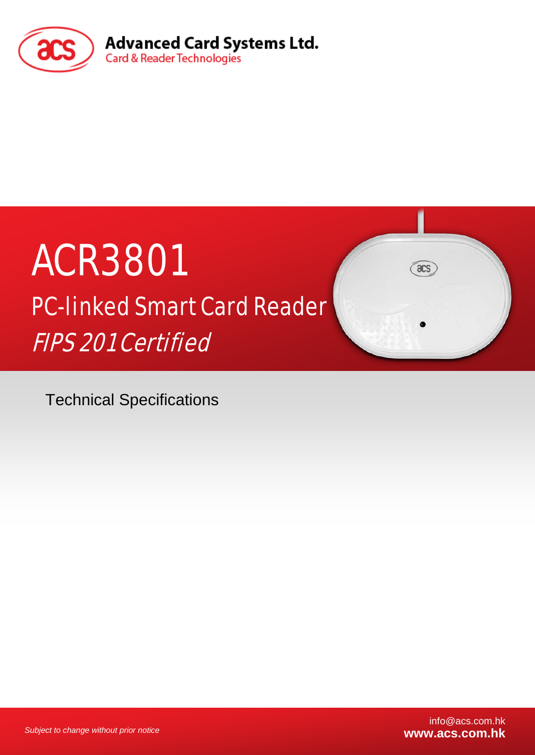Advanced Card Systems Ltd.
Card & Reader Technologies

# ACR3801

## PC-linked Smart Card Reader

*FIPS 201 Certified*

Technical Specifications

*Subject to change without prior notice*

info@acs.com.hk
**www.acs.com.hk**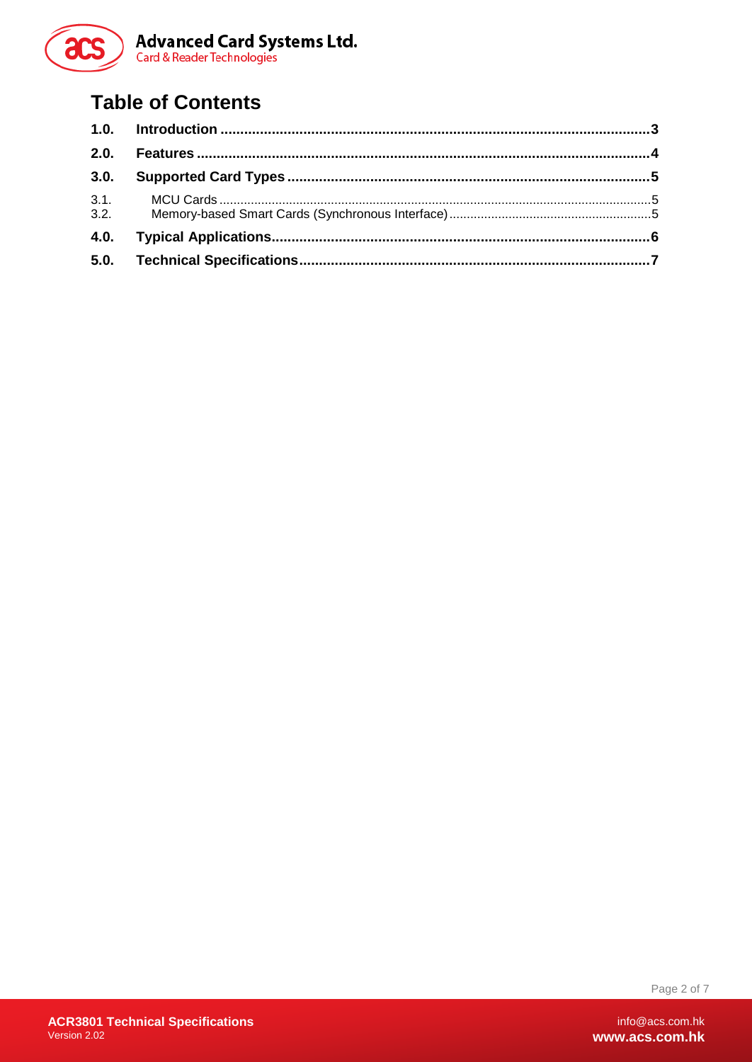# Table of Contents

**1.0. Introduction** .......... **3**

**2.0. Features** .......... **4**

**3.0. Supported Card Types** .......... **5**

3.1. MCU Cards .......... 5

3.2. Memory-based Smart Cards (Synchronous Interface) .......... 5

**4.0. Typical Applications** .......... **6**

**5.0. Technical Specifications** .......... **7**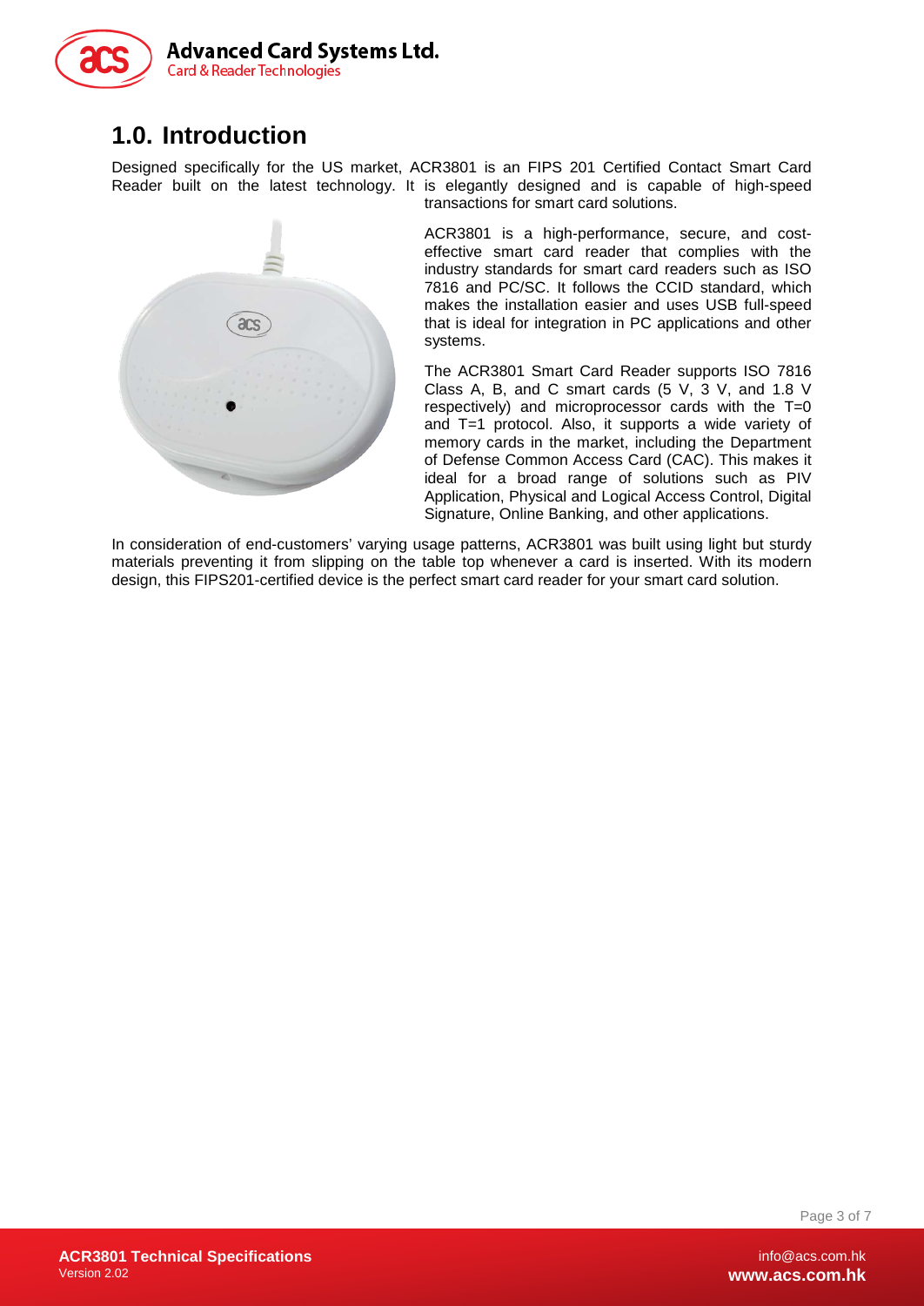# 1.0. Introduction

Designed specifically for the US market, ACR3801 is an FIPS 201 Certified Contact Smart Card Reader built on the latest technology. It is elegantly designed and is capable of high-speed transactions for smart card solutions.

ACR3801 is a high-performance, secure, and cost-effective smart card reader that complies with the industry standards for smart card readers such as ISO 7816 and PC/SC. It follows the CCID standard, which makes the installation easier and uses USB full-speed that is ideal for integration in PC applications and other systems.

The ACR3801 Smart Card Reader supports ISO 7816 Class A, B, and C smart cards (5 V, 3 V, and 1.8 V respectively) and microprocessor cards with the T=0 and T=1 protocol. Also, it supports a wide variety of memory cards in the market, including the Department of Defense Common Access Card (CAC). This makes it ideal for a broad range of solutions such as PIV Application, Physical and Logical Access Control, Digital Signature, Online Banking, and other applications.

In consideration of end-customers' varying usage patterns, ACR3801 was built using light but sturdy materials preventing it from slipping on the table top whenever a card is inserted. With its modern design, this FIPS201-certified device is the perfect smart card reader for your smart card solution.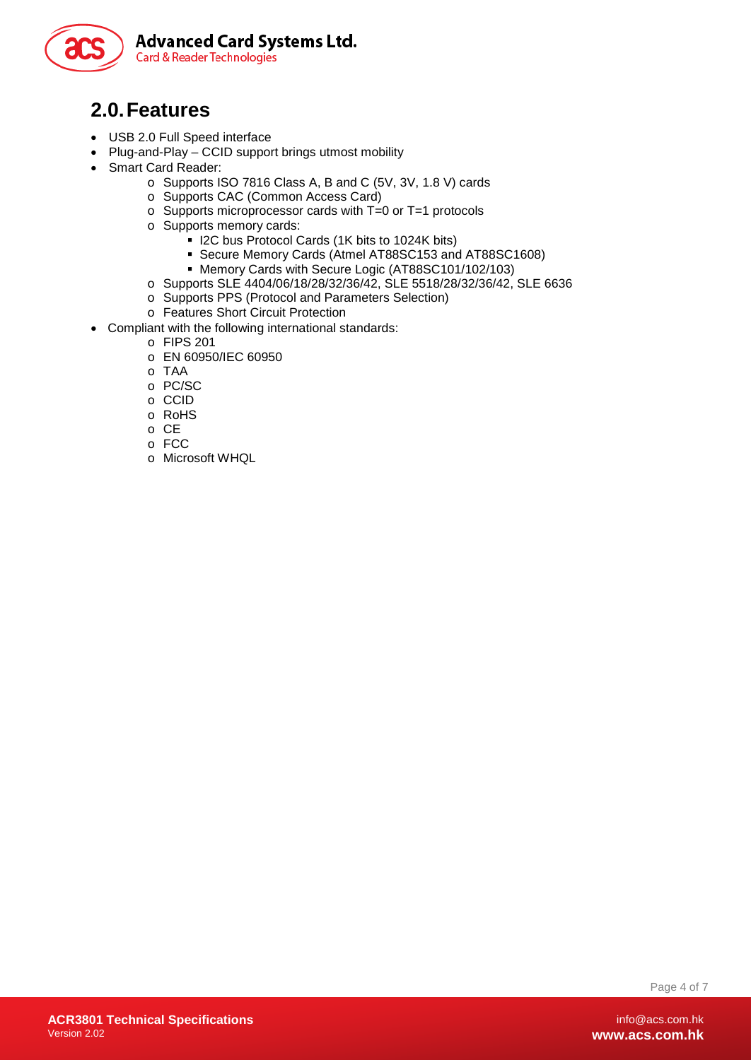## 2.0. Features

- USB 2.0 Full Speed interface
- Plug-and-Play – CCID support brings utmost mobility
- Smart Card Reader:
  - Supports ISO 7816 Class A, B and C (5V, 3V, 1.8 V) cards
  - Supports CAC (Common Access Card)
  - Supports microprocessor cards with T=0 or T=1 protocols
  - Supports memory cards:
    - I2C bus Protocol Cards (1K bits to 1024K bits)
    - Secure Memory Cards (Atmel AT88SC153 and AT88SC1608)
    - Memory Cards with Secure Logic (AT88SC101/102/103)
  - Supports SLE 4404/06/18/28/32/36/42, SLE 5518/28/32/36/42, SLE 6636
  - Supports PPS (Protocol and Parameters Selection)
  - Features Short Circuit Protection
- Compliant with the following international standards:
  - FIPS 201
  - EN 60950/IEC 60950
  - TAA
  - PC/SC
  - CCID
  - RoHS
  - CE
  - FCC
  - Microsoft WHQL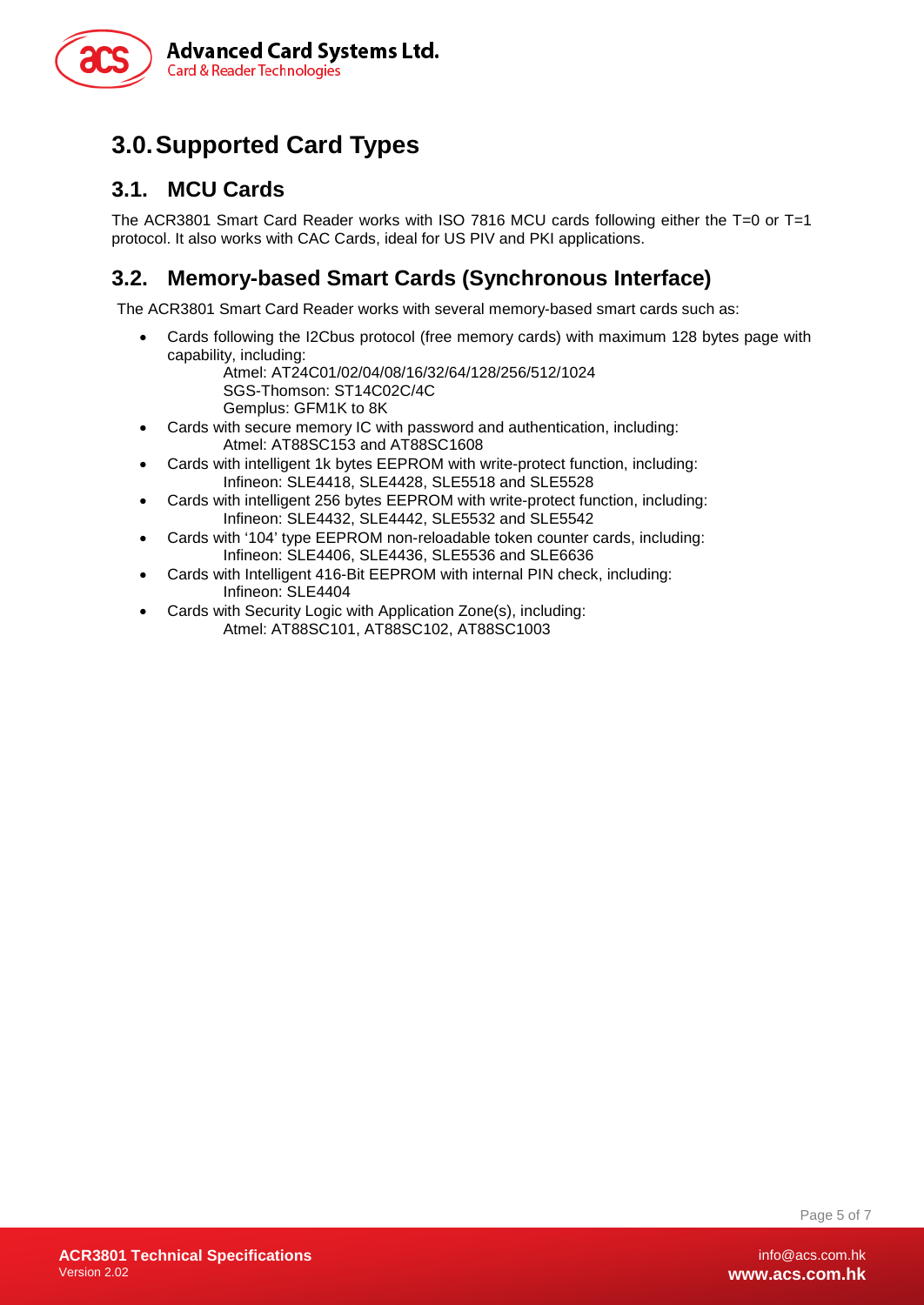# 3.0. Supported Card Types

## 3.1. MCU Cards

The ACR3801 Smart Card Reader works with ISO 7816 MCU cards following either the T=0 or T=1 protocol. It also works with CAC Cards, ideal for US PIV and PKI applications.

## 3.2. Memory-based Smart Cards (Synchronous Interface)

The ACR3801 Smart Card Reader works with several memory-based smart cards such as:

- Cards following the I2Cbus protocol (free memory cards) with maximum 128 bytes page with capability, including:
  - Atmel: AT24C01/02/04/08/16/32/64/128/256/512/1024
  - SGS-Thomson: ST14C02C/4C
  - Gemplus: GFM1K to 8K
- Cards with secure memory IC with password and authentication, including:
  - Atmel: AT88SC153 and AT88SC1608
- Cards with intelligent 1k bytes EEPROM with write-protect function, including:
  - Infineon: SLE4418, SLE4428, SLE5518 and SLE5528
- Cards with intelligent 256 bytes EEPROM with write-protect function, including:
  - Infineon: SLE4432, SLE4442, SLE5532 and SLE5542
- Cards with '104' type EEPROM non-reloadable token counter cards, including:
  - Infineon: SLE4406, SLE4436, SLE5536 and SLE6636
- Cards with Intelligent 416-Bit EEPROM with internal PIN check, including:
  - Infineon: SLE4404
- Cards with Security Logic with Application Zone(s), including:
  - Atmel: AT88SC101, AT88SC102, AT88SC1003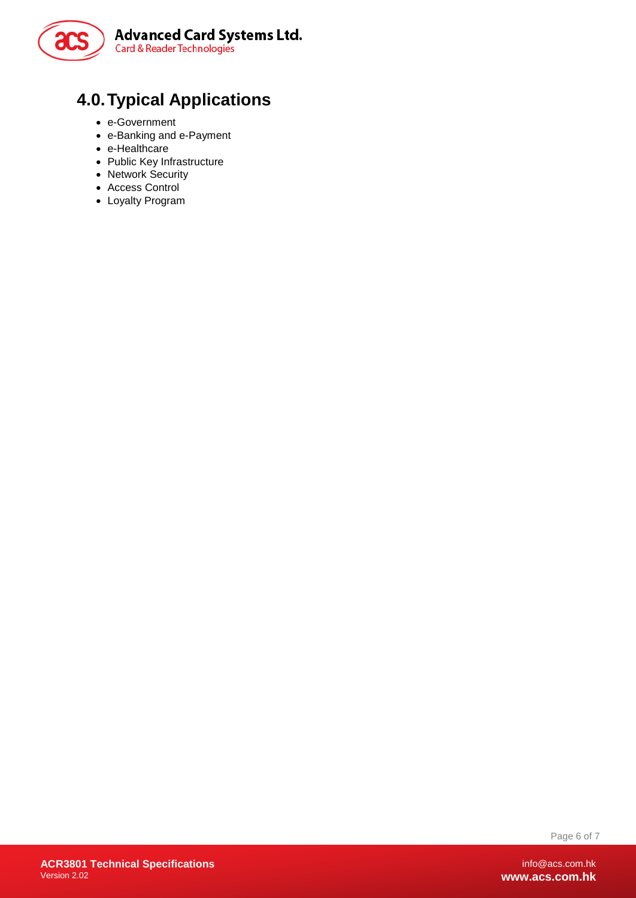# 4.0. Typical Applications

- e-Government
- e-Banking and e-Payment
- e-Healthcare
- Public Key Infrastructure
- Network Security
- Access Control
- Loyalty Program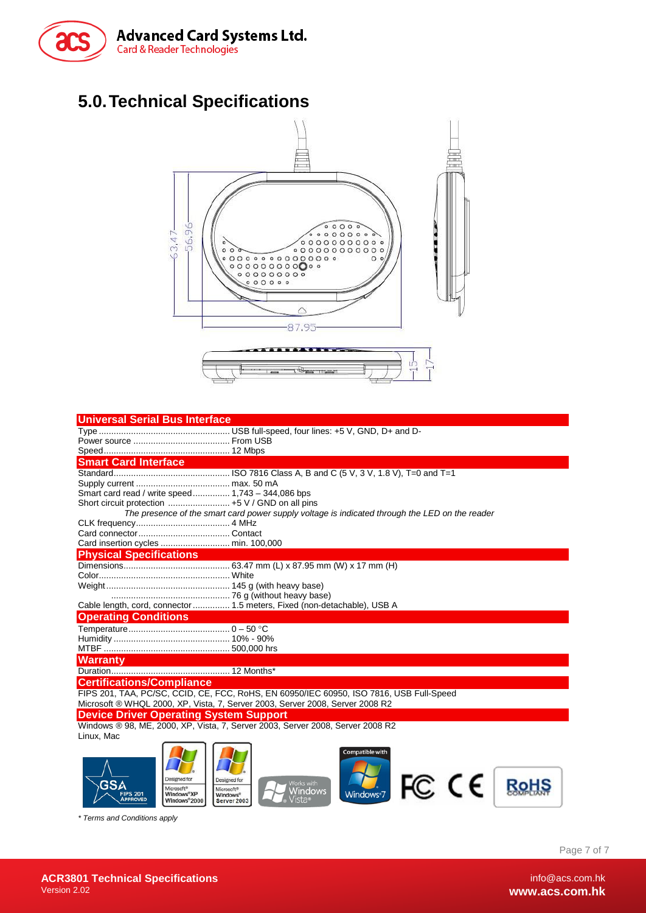# 5.0. Technical Specifications

63.47
56.96
87.95
15
17

## Universal Serial Bus Interface

Type ..................................................... USB full-speed, four lines: +5 V, GND, D+ and D-
Power source ....................................... From USB
Speed.................................................... 12 Mbps

## Smart Card Interface

Standard................................................ ISO 7816 Class A, B and C (5 V, 3 V, 1.8 V), T=0 and T=1
Supply current ...................................... max. 50 mA
Smart card read / write speed............... 1,743 – 344,086 bps
Short circuit protection ......................... +5 V / GND on all pins

*The presence of the smart card power supply voltage is indicated through the LED on the reader*

CLK frequency...................................... 4 MHz
Card connector..................................... Contact
Card insertion cycles ............................ min. 100,000

## Physical Specifications

Dimensions........................................... 63.47 mm (L) x 87.95 mm (W) x 17 mm (H)
Color..................................................... White
Weight.................................................. 145 g (with heavy base)
............................................................ 76 g (without heavy base)
Cable length, cord, connector............... 1.5 meters, Fixed (non-detachable), USB A

## Operating Conditions

Temperature......................................... 0 – 50 °C
Humidity .............................................. 10% - 90%
MTBF ................................................... 500,000 hrs

## Warranty

Duration................................................ 12 Months*

## Certifications/Compliance

FIPS 201, TAA, PC/SC, CCID, CE, FCC, RoHS, EN 60950/IEC 60950, ISO 7816, USB Full-Speed
Microsoft ® WHQL 2000, XP, Vista, 7, Server 2003, Server 2008, Server 2008 R2

## Device Driver Operating System Support

Windows ® 98, ME, 2000, XP, Vista, 7, Server 2003, Server 2008, Server 2008 R2
Linux, Mac

*\* Terms and Conditions apply*